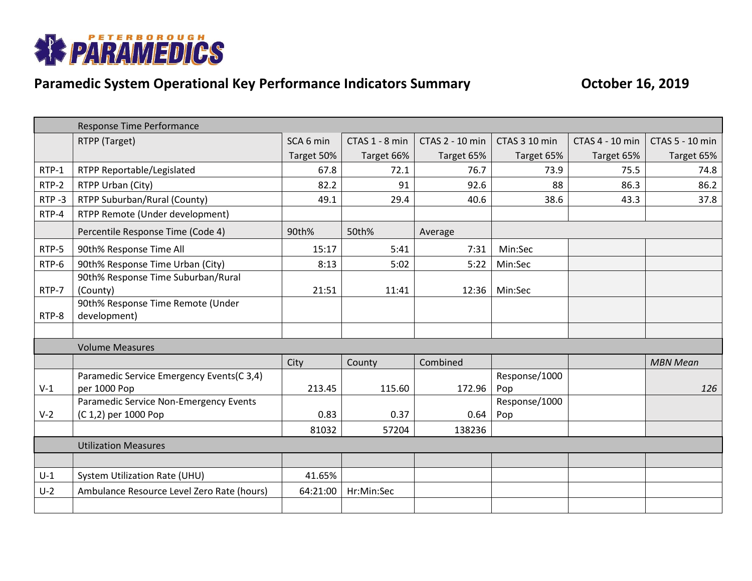PETERBOROUGH PARAMEDICS

## Paramedic System Operational Key Performance Indicators Summary

**October 16, 2019**

| | Response Time Performance | | | | | | |
|---|---|---|---|---|---|---|---|
| | RTPP (Target) | SCA 6 min Target 50% | CTAS 1 - 8 min Target 66% | CTAS 2 - 10 min Target 65% | CTAS 3 10 min Target 65% | CTAS 4 - 10 min Target 65% | CTAS 5 - 10 min Target 65% |
| RTP-1 | RTPP Reportable/Legislated | 67.8 | 72.1 | 76.7 | 73.9 | 75.5 | 74.8 |
| RTP-2 | RTPP Urban (City) | 82.2 | 91 | 92.6 | 88 | 86.3 | 86.2 |
| RTP -3 | RTPP Suburban/Rural (County) | 49.1 | 29.4 | 40.6 | 38.6 | 43.3 | 37.8 |
| RTP-4 | RTPP Remote (Under development) | | | | | | |
| | Percentile Response Time (Code 4) | 90th% | 50th% | Average | | | |
| RTP-5 | 90th% Response Time All | 15:17 | 5:41 | 7:31 | Min:Sec | | |
| RTP-6 | 90th% Response Time Urban (City) | 8:13 | 5:02 | 5:22 | Min:Sec | | |
| RTP-7 | 90th% Response Time Suburban/Rural (County) | 21:51 | 11:41 | 12:36 | Min:Sec | | |
| RTP-8 | 90th% Response Time Remote (Under development) | | | | | | |
| | | | | | | | |
| | Volume Measures | | | | | | |
| | | City | County | Combined | | | *MBN Mean* |
| V-1 | Paramedic Service Emergency Events(C 3,4) per 1000 Pop | 213.45 | 115.60 | 172.96 | Response/1000 Pop | | *126* |
| V-2 | Paramedic Service Non-Emergency Events (C 1,2) per 1000 Pop | 0.83 | 0.37 | 0.64 | Response/1000 Pop | | |
| | | 81032 | 57204 | 138236 | | | |
| | Utilization Measures | | | | | | |
| | | | | | | | |
| U-1 | System Utilization Rate (UHU) | 41.65% | | | | | |
| U-2 | Ambulance Resource Level Zero Rate (hours) | 64:21:00 | Hr:Min:Sec | | | | |
| | | | | | | | |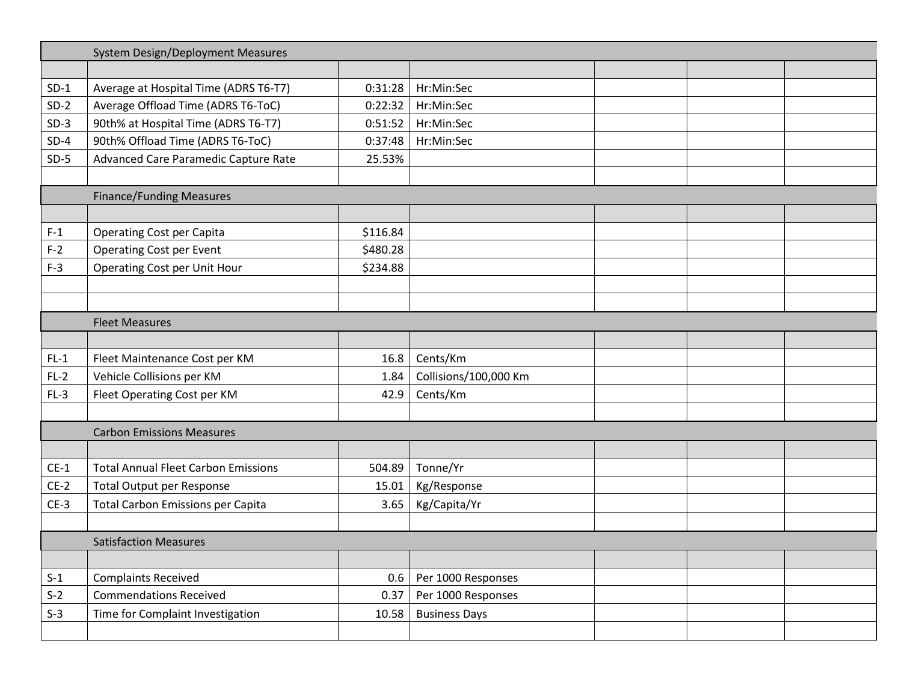| | System Design/Deployment Measures | | | | | |
|---|---|---|---|---|---|---|
| | | | | | | |
| SD-1 | Average at Hospital Time (ADRS T6-T7) | 0:31:28 | Hr:Min:Sec | | | |
| SD-2 | Average Offload Time (ADRS T6-ToC) | 0:22:32 | Hr:Min:Sec | | | |
| SD-3 | 90th% at Hospital Time (ADRS T6-T7) | 0:51:52 | Hr:Min:Sec | | | |
| SD-4 | 90th% Offload Time (ADRS T6-ToC) | 0:37:48 | Hr:Min:Sec | | | |
| SD-5 | Advanced Care Paramedic Capture Rate | 25.53% | | | | |
| | | | | | | |
| | Finance/Funding Measures | | | | | |
| | | | | | | |
| F-1 | Operating Cost per Capita | $116.84 | | | | |
| F-2 | Operating Cost per Event | $480.28 | | | | |
| F-3 | Operating Cost per Unit Hour | $234.88 | | | | |
| | | | | | | |
| | | | | | | |
| | Fleet Measures | | | | | |
| | | | | | | |
| FL-1 | Fleet Maintenance Cost per KM | 16.8 | Cents/Km | | | |
| FL-2 | Vehicle Collisions per KM | 1.84 | Collisions/100,000 Km | | | |
| FL-3 | Fleet Operating Cost per KM | 42.9 | Cents/Km | | | |
| | | | | | | |
| | Carbon Emissions Measures | | | | | |
| | | | | | | |
| CE-1 | Total Annual Fleet Carbon Emissions | 504.89 | Tonne/Yr | | | |
| CE-2 | Total Output per Response | 15.01 | Kg/Response | | | |
| CE-3 | Total Carbon Emissions per Capita | 3.65 | Kg/Capita/Yr | | | |
| | | | | | | |
| | Satisfaction Measures | | | | | |
| | | | | | | |
| S-1 | Complaints Received | 0.6 | Per 1000 Responses | | | |
| S-2 | Commendations Received | 0.37 | Per 1000 Responses | | | |
| S-3 | Time for Complaint Investigation | 10.58 | Business Days | | | |
| | | | | | | |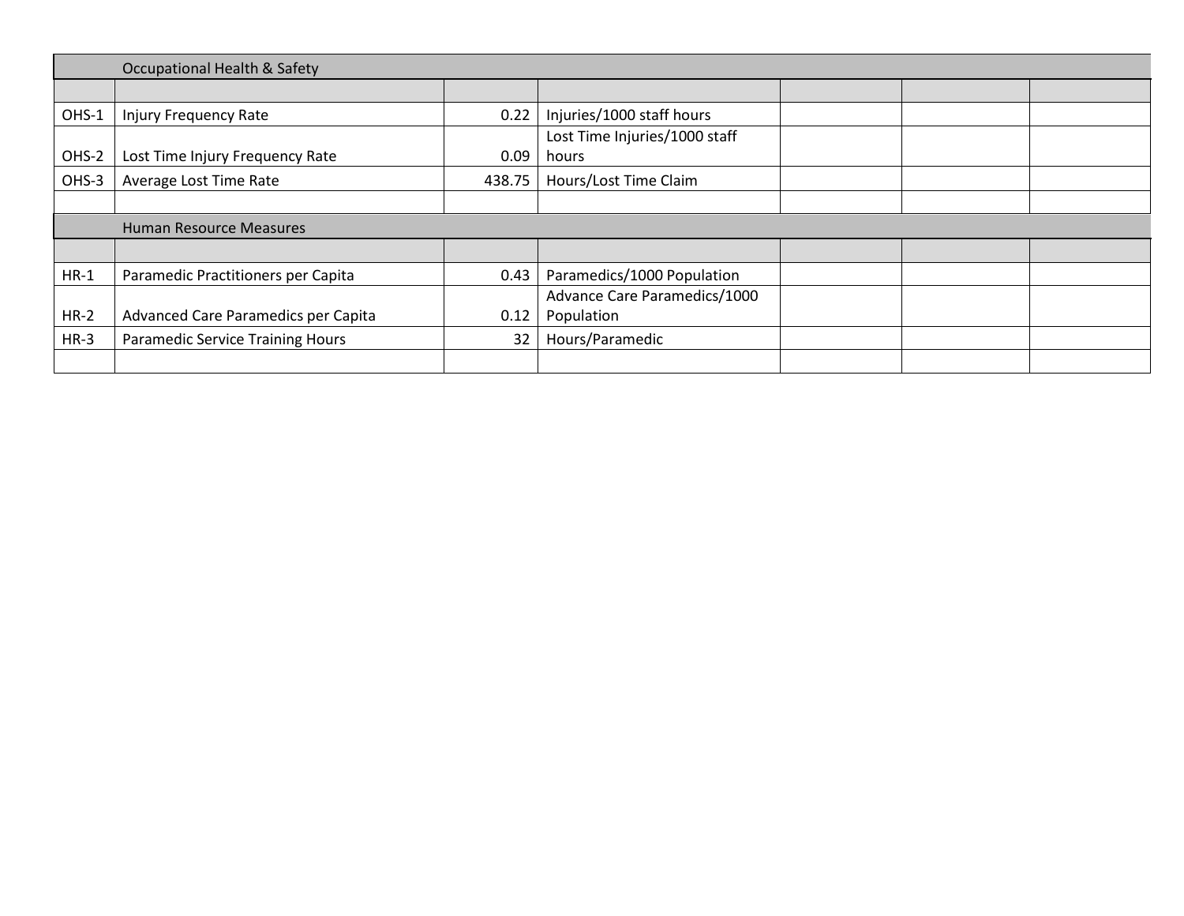| | | | | | | |
|---|---|---|---|---|---|---|
| | Occupational Health & Safety | | | | | |
| | | | | | | |
| OHS-1 | Injury Frequency Rate | 0.22 | Injuries/1000 staff hours | | | |
| OHS-2 | Lost Time Injury Frequency Rate | 0.09 | Lost Time Injuries/1000 staff hours | | | |
| OHS-3 | Average Lost Time Rate | 438.75 | Hours/Lost Time Claim | | | |
| | | | | | | |
| | Human Resource Measures | | | | | |
| | | | | | | |
| HR-1 | Paramedic Practitioners per Capita | 0.43 | Paramedics/1000 Population | | | |
| HR-2 | Advanced Care Paramedics per Capita | 0.12 | Advance Care Paramedics/1000 Population | | | |
| HR-3 | Paramedic Service Training Hours | 32 | Hours/Paramedic | | | |
| | | | | | | |